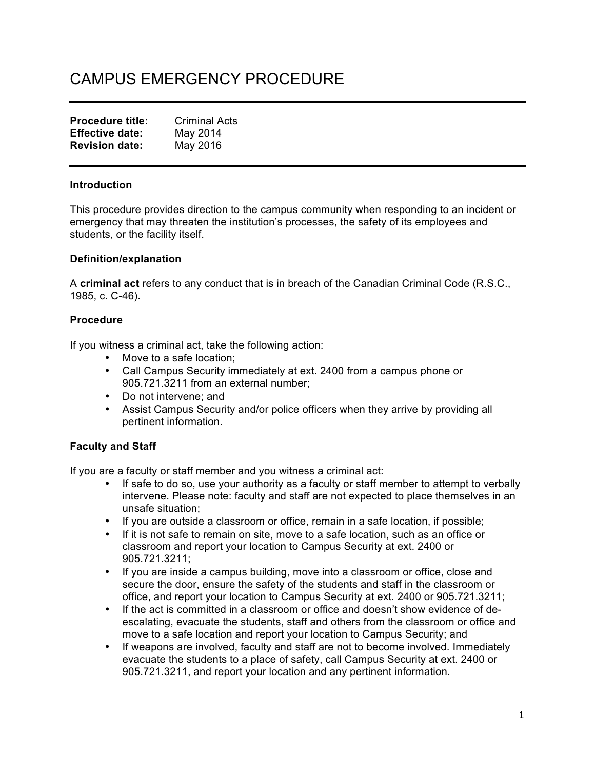# CAMPUS EMERGENCY PROCEDURE

**Procedure title:** Criminal Acts
**Effective date:** May 2014
**Revision date:** May 2016

**Introduction**

This procedure provides direction to the campus community when responding to an incident or emergency that may threaten the institution's processes, the safety of its employees and students, or the facility itself.

**Definition/explanation**

A **criminal act** refers to any conduct that is in breach of the Canadian Criminal Code (R.S.C., 1985, c. C-46).

**Procedure**

If you witness a criminal act, take the following action:

- Move to a safe location;
- Call Campus Security immediately at ext. 2400 from a campus phone or 905.721.3211 from an external number;
- Do not intervene; and
- Assist Campus Security and/or police officers when they arrive by providing all pertinent information.

**Faculty and Staff**

If you are a faculty or staff member and you witness a criminal act:

- If safe to do so, use your authority as a faculty or staff member to attempt to verbally intervene. Please note: faculty and staff are not expected to place themselves in an unsafe situation;
- If you are outside a classroom or office, remain in a safe location, if possible;
- If it is not safe to remain on site, move to a safe location, such as an office or classroom and report your location to Campus Security at ext. 2400 or 905.721.3211;
- If you are inside a campus building, move into a classroom or office, close and secure the door, ensure the safety of the students and staff in the classroom or office, and report your location to Campus Security at ext. 2400 or 905.721.3211;
- If the act is committed in a classroom or office and doesn't show evidence of de-escalating, evacuate the students, staff and others from the classroom or office and move to a safe location and report your location to Campus Security; and
- If weapons are involved, faculty and staff are not to become involved. Immediately evacuate the students to a place of safety, call Campus Security at ext. 2400 or 905.721.3211, and report your location and any pertinent information.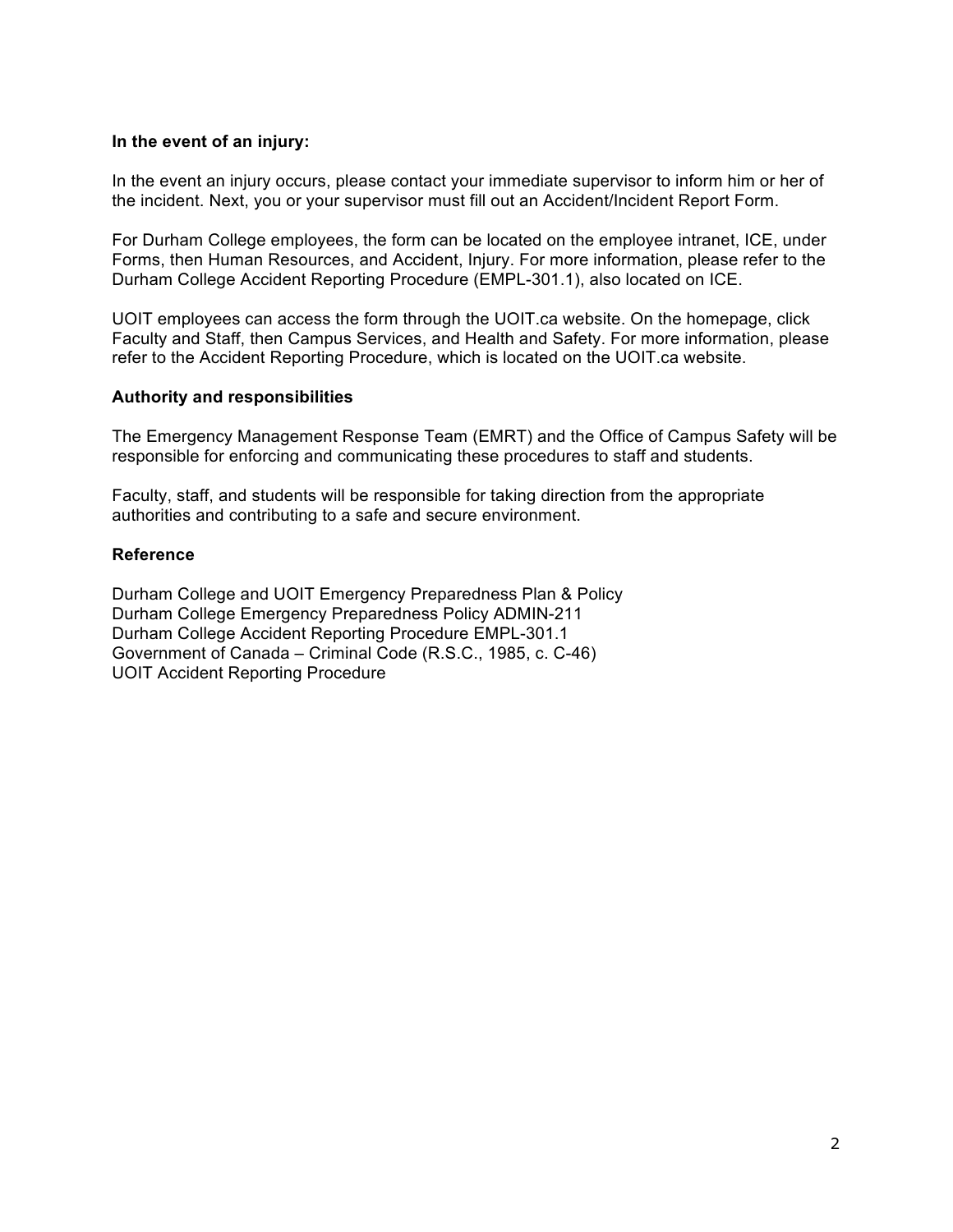**In the event of an injury:**

In the event an injury occurs, please contact your immediate supervisor to inform him or her of the incident. Next, you or your supervisor must fill out an Accident/Incident Report Form.

For Durham College employees, the form can be located on the employee intranet, ICE, under Forms, then Human Resources, and Accident, Injury. For more information, please refer to the Durham College Accident Reporting Procedure (EMPL-301.1), also located on ICE.

UOIT employees can access the form through the UOIT.ca website. On the homepage, click Faculty and Staff, then Campus Services, and Health and Safety. For more information, please refer to the Accident Reporting Procedure, which is located on the UOIT.ca website.

**Authority and responsibilities**

The Emergency Management Response Team (EMRT) and the Office of Campus Safety will be responsible for enforcing and communicating these procedures to staff and students.

Faculty, staff, and students will be responsible for taking direction from the appropriate authorities and contributing to a safe and secure environment.

**Reference**

Durham College and UOIT Emergency Preparedness Plan & Policy
Durham College Emergency Preparedness Policy ADMIN-211
Durham College Accident Reporting Procedure EMPL-301.1
Government of Canada – Criminal Code (R.S.C., 1985, c. C-46)
UOIT Accident Reporting Procedure